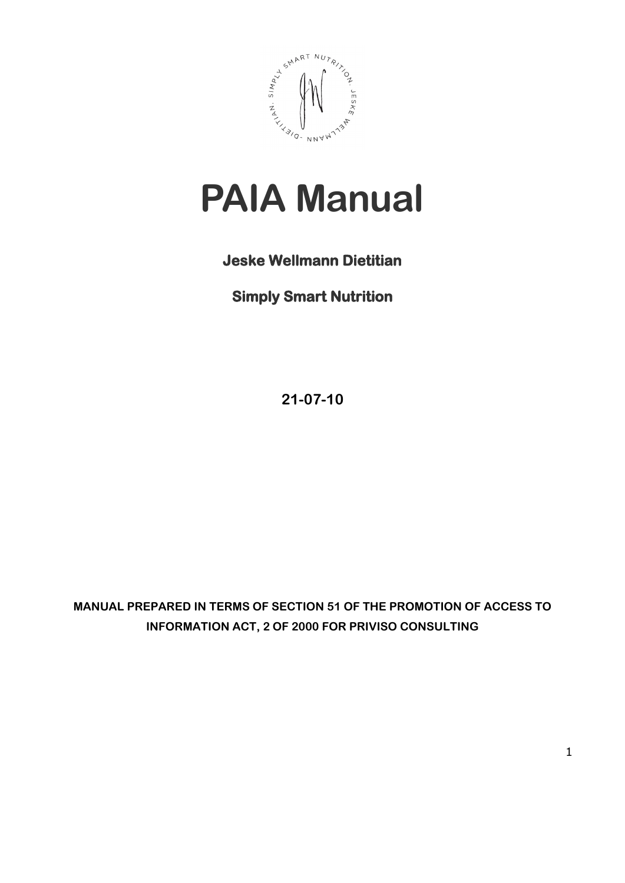# PAIA Manual

**Jeske Wellmann Dietitian**

**Simply Smart Nutrition**

21-07-10

**MANUAL PREPARED IN TERMS OF SECTION 51 OF THE PROMOTION OF ACCESS TO INFORMATION ACT, 2 OF 2000 FOR PRIVISO CONSULTING**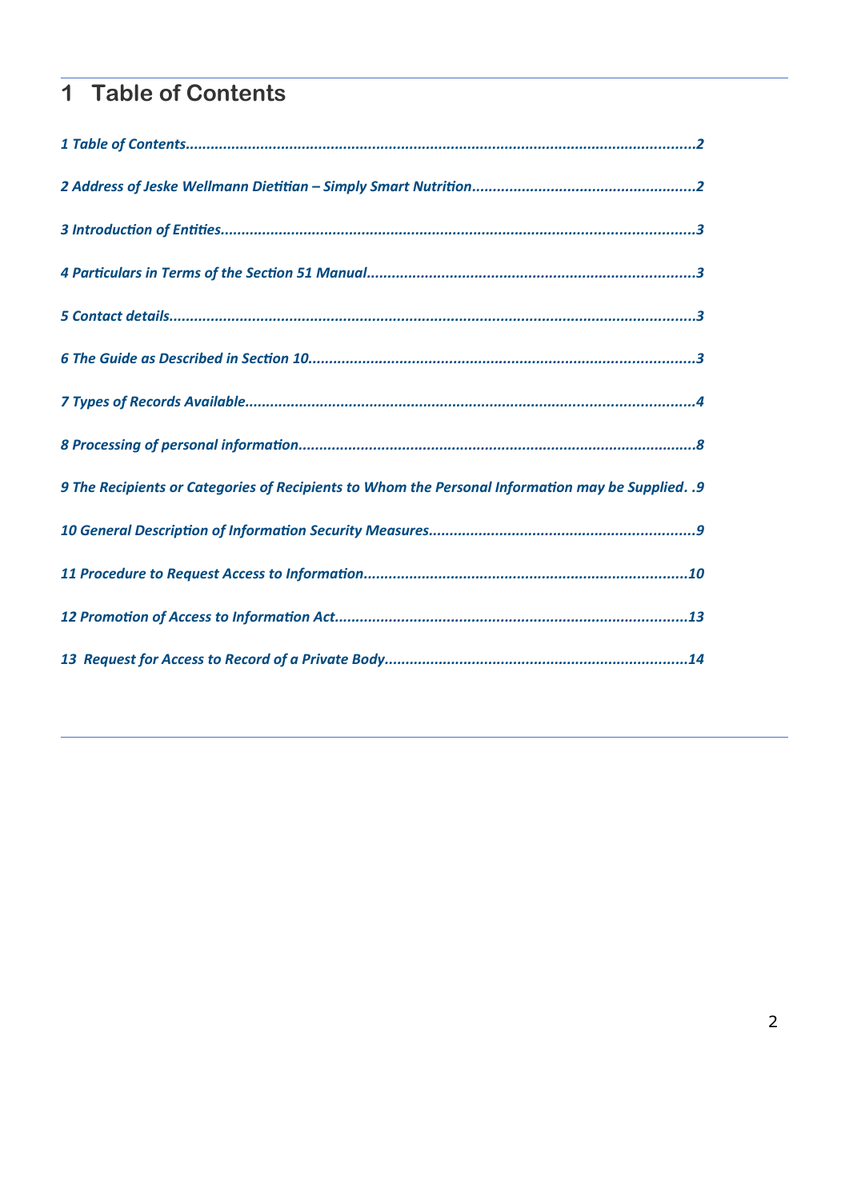# 1 Table of Contents

*1 Table of Contents.........................................................................................................................2*

*2 Address of Jeske Wellmann Dietitian – Simply Smart Nutrition......................................................2*

*3 Introduction of Entities.................................................................................................................3*

*4 Particulars in Terms of the Section 51 Manual..............................................................................3*

*5 Contact details.............................................................................................................................3*

*6 The Guide as Described in Section 10............................................................................................3*

*7 Types of Records Available...........................................................................................................4*

*8 Processing of personal information...............................................................................................8*

*9 The Recipients or Categories of Recipients to Whom the Personal Information may be Supplied. .9*

*10 General Description of Information Security Measures................................................................9*

*11 Procedure to Request Access to Information.............................................................................10*

*12 Promotion of Access to Information Act....................................................................................13*

*13 Request for Access to Record of a Private Body.........................................................................14*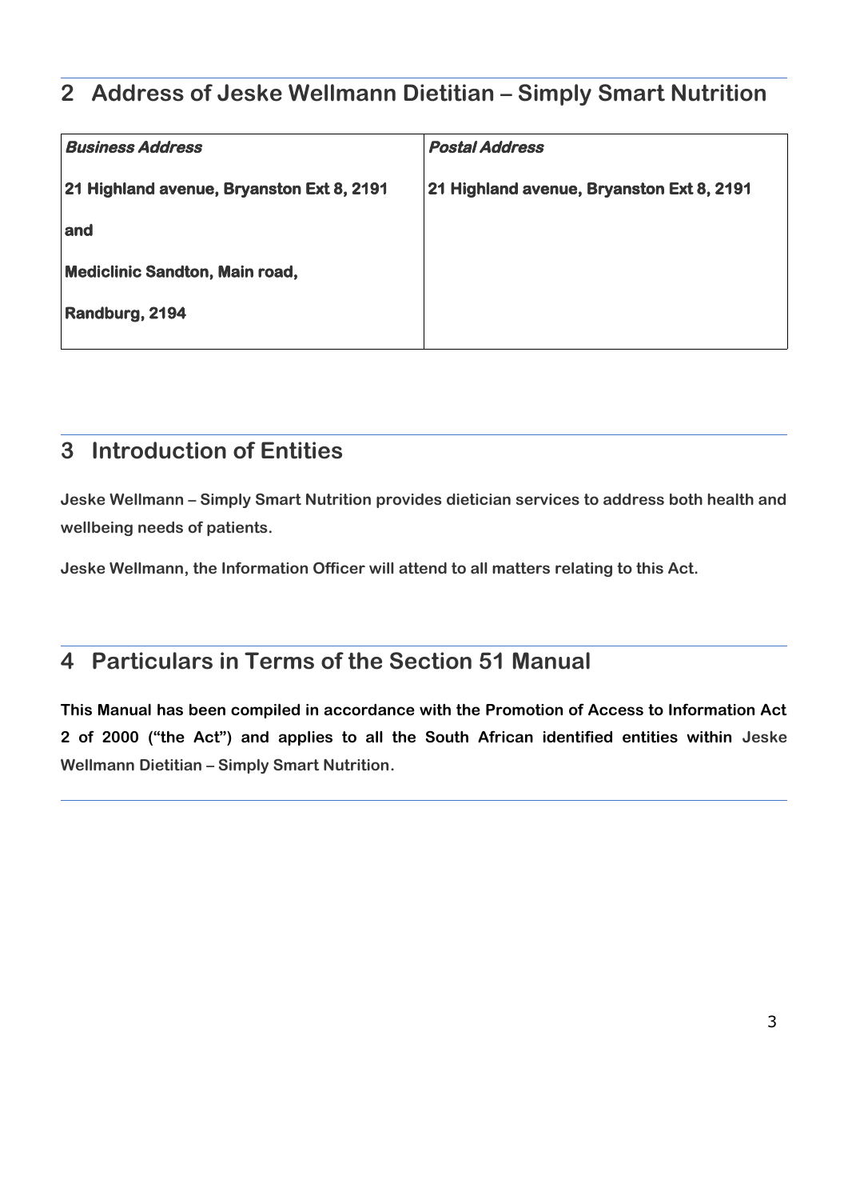## 2 Address of Jeske Wellmann Dietitian – Simply Smart Nutrition

| ***Business Address*** | ***Postal Address*** |
|---|---|
| **21 Highland avenue, Bryanston Ext 8, 2191**<br><br>**and**<br><br>**Mediclinic Sandton, Main road,**<br><br>**Randburg, 2194** | **21 Highland avenue, Bryanston Ext 8, 2191** |

## 3 Introduction of Entities

**Jeske Wellmann – Simply Smart Nutrition provides dietician services to address both health and wellbeing needs of patients.**

**Jeske Wellmann, the Information Officer will attend to all matters relating to this Act.**

## 4 Particulars in Terms of the Section 51 Manual

**This Manual has been compiled in accordance with the Promotion of Access to Information Act 2 of 2000 ("the Act") and applies to all the South African identified entities within Jeske Wellmann Dietitian – Simply Smart Nutrition.**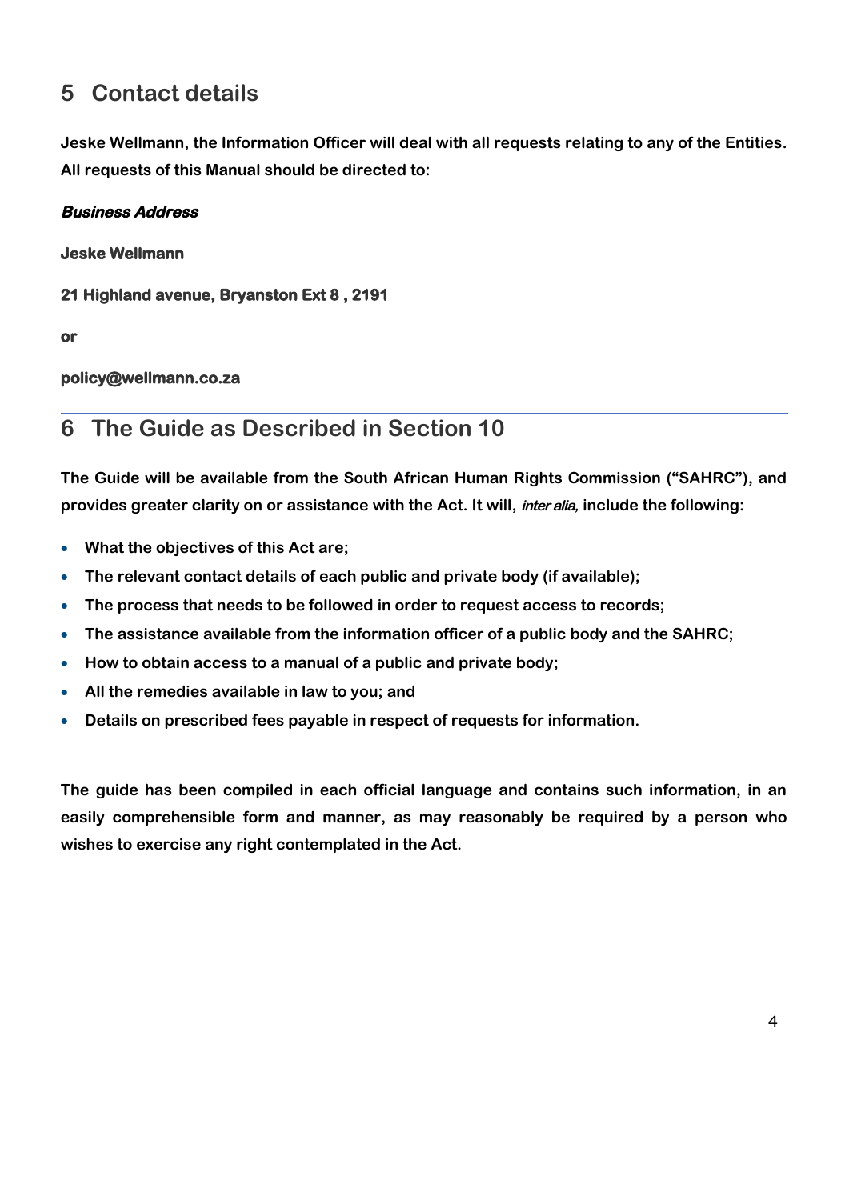## 5 Contact details

**Jeske Wellmann, the Information Officer will deal with all requests relating to any of the Entities. All requests of this Manual should be directed to:**

***Business Address***

**Jeske Wellmann**

**21 Highland avenue, Bryanston Ext 8 , 2191**

**or**

**policy@wellmann.co.za**

## 6 The Guide as Described in Section 10

**The Guide will be available from the South African Human Rights Commission ("SAHRC"), and provides greater clarity on or assistance with the Act. It will, *inter alia,* include the following:**

- **What the objectives of this Act are;**
- **The relevant contact details of each public and private body (if available);**
- **The process that needs to be followed in order to request access to records;**
- **The assistance available from the information officer of a public body and the SAHRC;**
- **How to obtain access to a manual of a public and private body;**
- **All the remedies available in law to you; and**
- **Details on prescribed fees payable in respect of requests for information.**

**The guide has been compiled in each official language and contains such information, in an easily comprehensible form and manner, as may reasonably be required by a person who wishes to exercise any right contemplated in the Act.**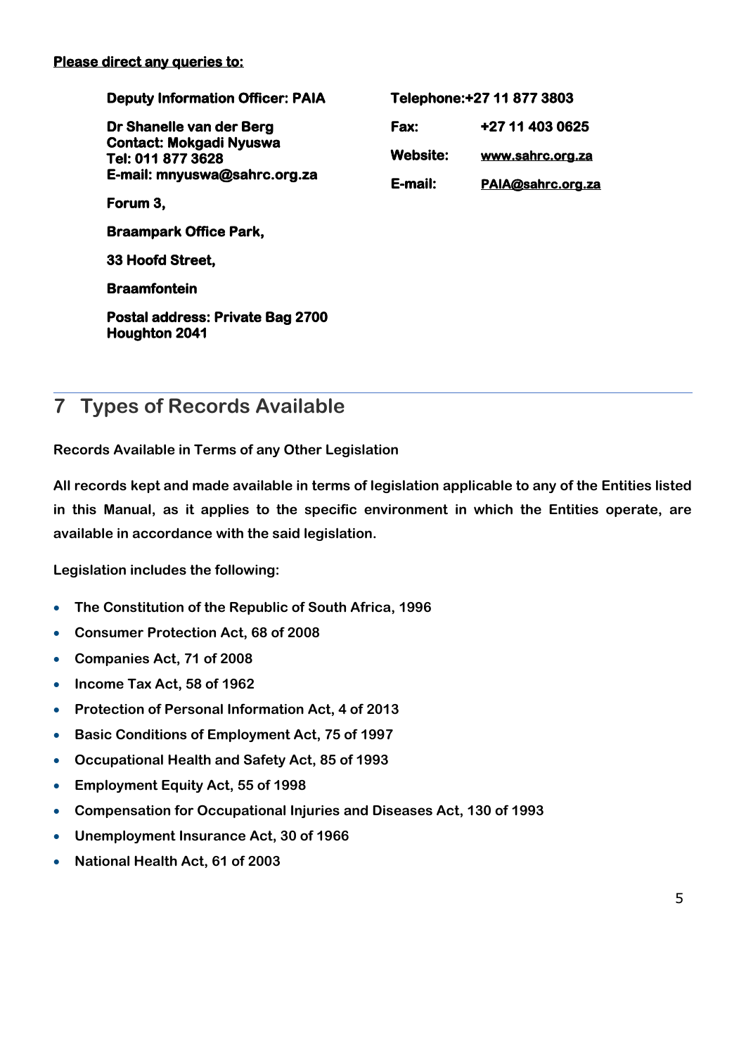**Please direct any queries to:**

**Deputy Information Officer: PAIA**

**Dr Shanelle van der Berg**
**Contact: Mokgadi Nyuswa**
**Tel: 011 877 3628**
**E-mail: mnyuswa@sahrc.org.za**

**Forum 3,**

**Braampark Office Park,**

**33 Hoofd Street,**

**Braamfontein**

**Postal address: Private Bag 2700**
**Houghton 2041**

**Telephone:+27 11 877 3803**

| | |
|---|---|
| **Fax:** | **+27 11 403 0625** |
| **Website:** | **www.sahrc.org.za** |
| **E-mail:** | **PAIA@sahrc.org.za** |

# 7 Types of Records Available

**Records Available in Terms of any Other Legislation**

**All records kept and made available in terms of legislation applicable to any of the Entities listed in this Manual, as it applies to the specific environment in which the Entities operate, are available in accordance with the said legislation.**

**Legislation includes the following:**

- **The Constitution of the Republic of South Africa, 1996**
- **Consumer Protection Act, 68 of 2008**
- **Companies Act, 71 of 2008**
- **Income Tax Act, 58 of 1962**
- **Protection of Personal Information Act, 4 of 2013**
- **Basic Conditions of Employment Act, 75 of 1997**
- **Occupational Health and Safety Act, 85 of 1993**
- **Employment Equity Act, 55 of 1998**
- **Compensation for Occupational Injuries and Diseases Act, 130 of 1993**
- **Unemployment Insurance Act, 30 of 1966**
- **National Health Act, 61 of 2003**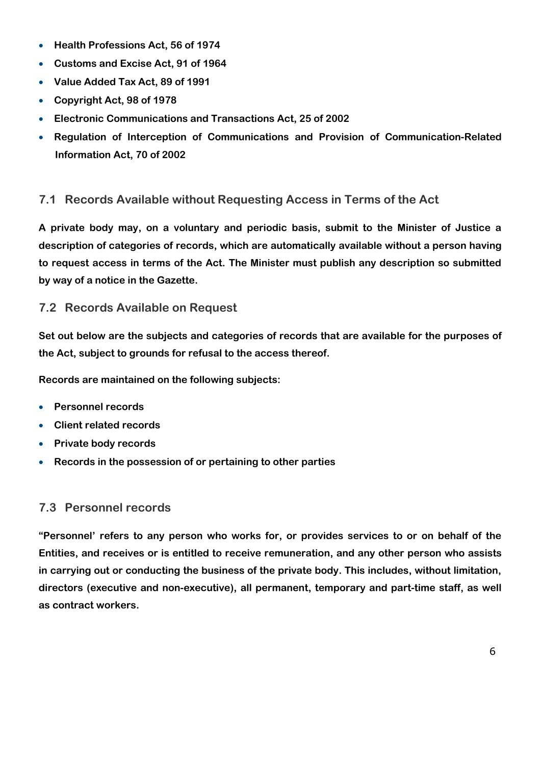- **Health Professions Act, 56 of 1974**
- **Customs and Excise Act, 91 of 1964**
- **Value Added Tax Act, 89 of 1991**
- **Copyright Act, 98 of 1978**
- **Electronic Communications and Transactions Act, 25 of 2002**
- **Regulation of Interception of Communications and Provision of Communication-Related Information Act, 70 of 2002**

## 7.1 Records Available without Requesting Access in Terms of the Act

**A private body may, on a voluntary and periodic basis, submit to the Minister of Justice a description of categories of records, which are automatically available without a person having to request access in terms of the Act. The Minister must publish any description so submitted by way of a notice in the Gazette.**

## 7.2 Records Available on Request

**Set out below are the subjects and categories of records that are available for the purposes of the Act, subject to grounds for refusal to the access thereof.**

**Records are maintained on the following subjects:**

- **Personnel records**
- **Client related records**
- **Private body records**
- **Records in the possession of or pertaining to other parties**

## 7.3 Personnel records

**"Personnel' refers to any person who works for, or provides services to or on behalf of the Entities, and receives or is entitled to receive remuneration, and any other person who assists in carrying out or conducting the business of the private body. This includes, without limitation, directors (executive and non-executive), all permanent, temporary and part-time staff, as well as contract workers.**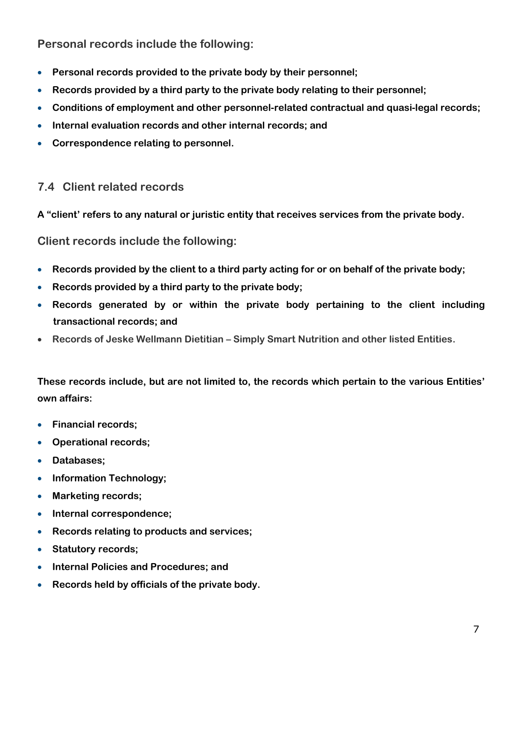**Personal records include the following:**

- **Personal records provided to the private body by their personnel;**
- **Records provided by a third party to the private body relating to their personnel;**
- **Conditions of employment and other personnel-related contractual and quasi-legal records;**
- **Internal evaluation records and other internal records; and**
- **Correspondence relating to personnel.**

## 7.4 Client related records

**A "client' refers to any natural or juristic entity that receives services from the private body.**

**Client records include the following:**

- **Records provided by the client to a third party acting for or on behalf of the private body;**
- **Records provided by a third party to the private body;**
- **Records generated by or within the private body pertaining to the client including transactional records; and**
- **Records of Jeske Wellmann Dietitian – Simply Smart Nutrition and other listed Entities.**

**These records include, but are not limited to, the records which pertain to the various Entities' own affairs:**

- **Financial records;**
- **Operational records;**
- **Databases;**
- **Information Technology;**
- **Marketing records;**
- **Internal correspondence;**
- **Records relating to products and services;**
- **Statutory records;**
- **Internal Policies and Procedures; and**
- **Records held by officials of the private body.**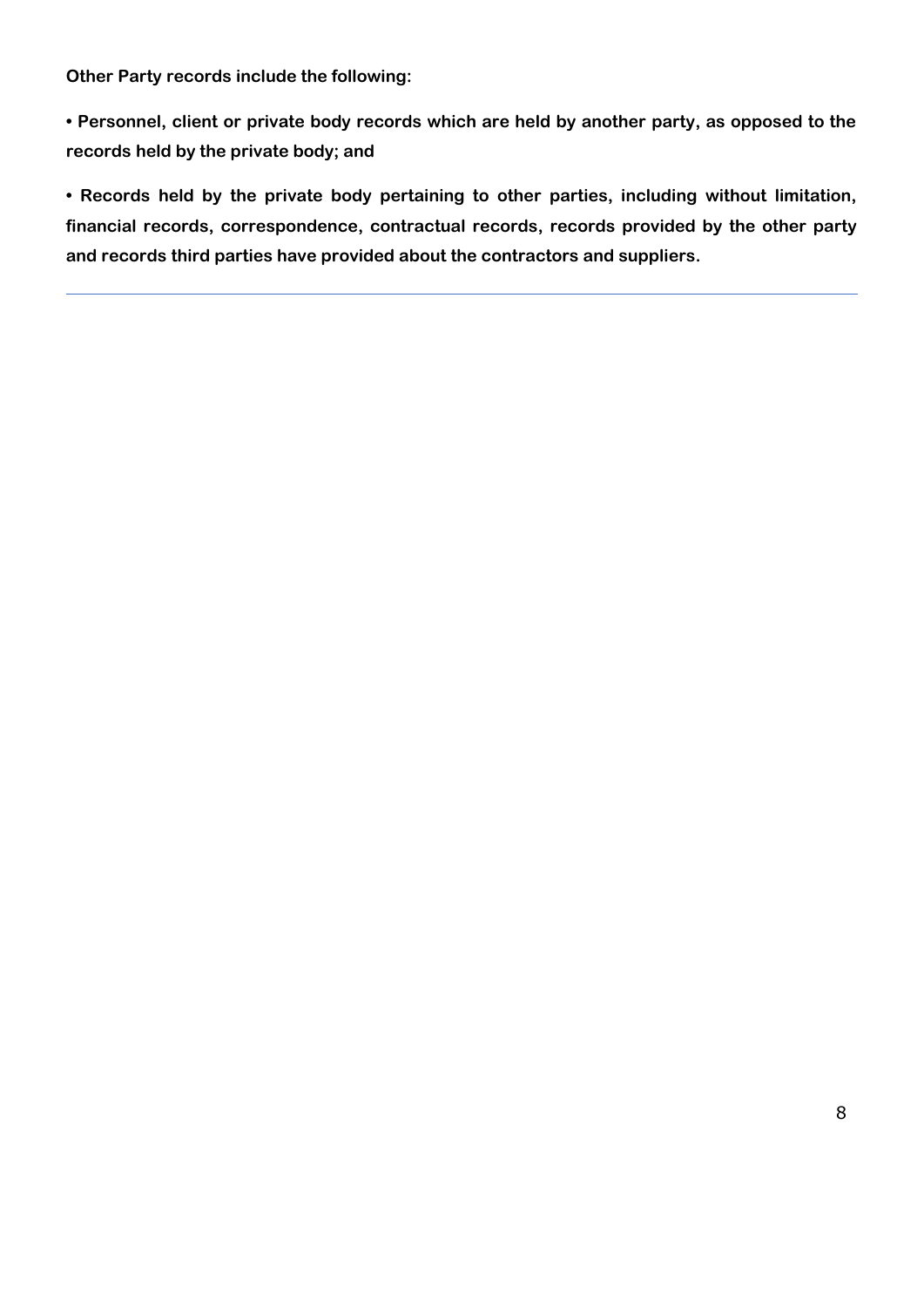**Other Party records include the following:**

- **Personnel, client or private body records which are held by another party, as opposed to the records held by the private body; and**

- **Records held by the private body pertaining to other parties, including without limitation, financial records, correspondence, contractual records, records provided by the other party and records third parties have provided about the contractors and suppliers.**

---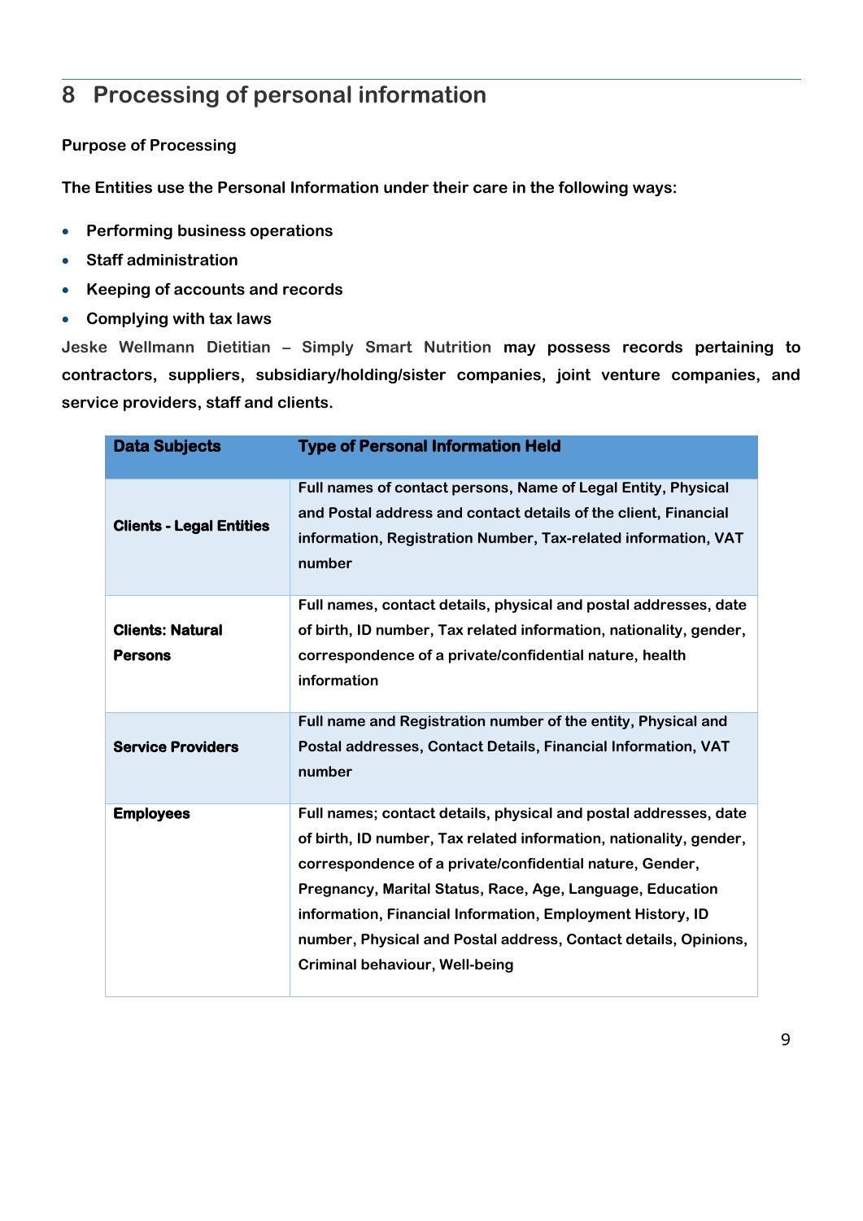# 8 Processing of personal information

**Purpose of Processing**

**The Entities use the Personal Information under their care in the following ways:**

- **Performing business operations**
- **Staff administration**
- **Keeping of accounts and records**
- **Complying with tax laws**

Jeske Wellmann Dietitian – Simply Smart Nutrition **may possess records pertaining to contractors, suppliers, subsidiary/holding/sister companies, joint venture companies, and service providers, staff and clients.**

| Data Subjects | Type of Personal Information Held |
|---|---|
| **Clients - Legal Entities** | Full names of contact persons, Name of Legal Entity, Physical and Postal address and contact details of the client, Financial information, Registration Number, Tax-related information, VAT number |
| **Clients: Natural Persons** | Full names, contact details, physical and postal addresses, date of birth, ID number, Tax related information, nationality, gender, correspondence of a private/confidential nature, health information |
| **Service Providers** | Full name and Registration number of the entity, Physical and Postal addresses, Contact Details, Financial Information, VAT number |
| **Employees** | Full names; contact details, physical and postal addresses, date of birth, ID number, Tax related information, nationality, gender, correspondence of a private/confidential nature, Gender, Pregnancy, Marital Status, Race, Age, Language, Education information, Financial Information, Employment History, ID number, Physical and Postal address, Contact details, Opinions, Criminal behaviour, Well-being |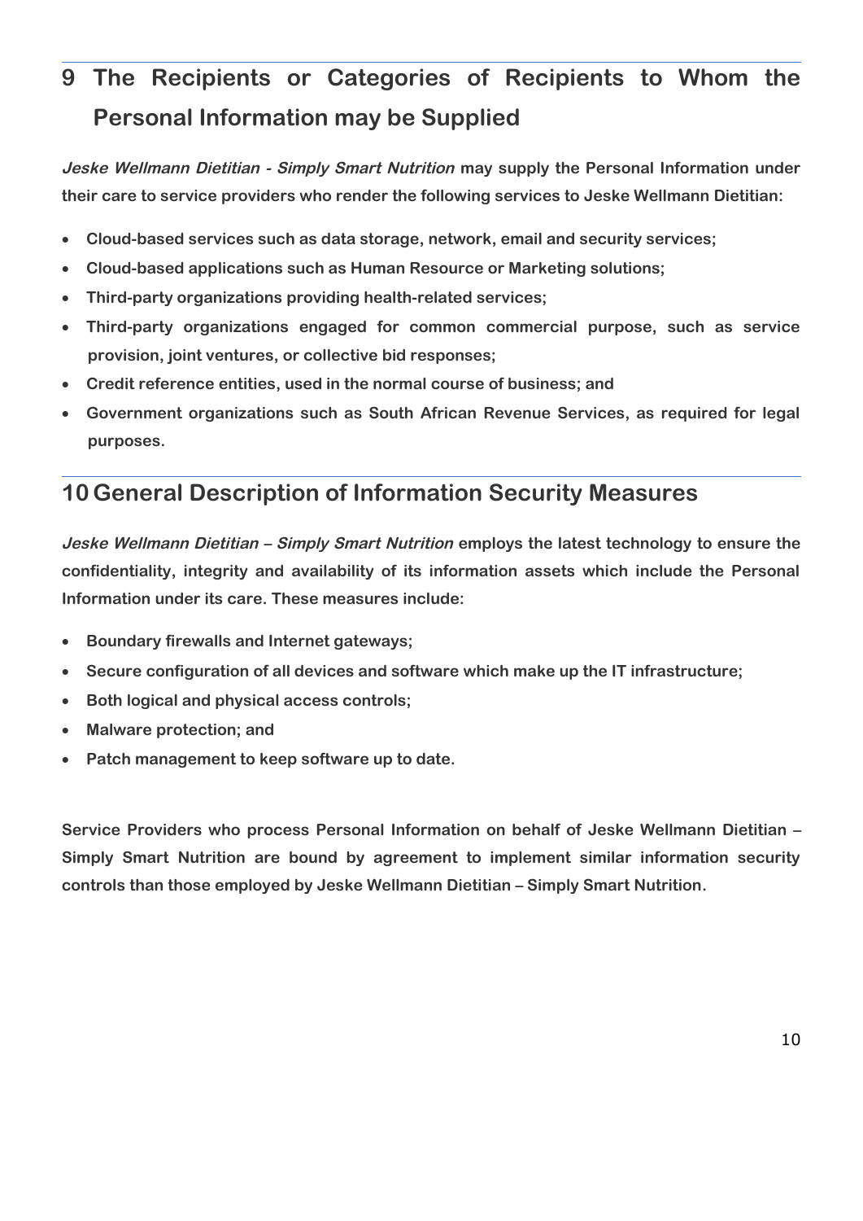## 9 The Recipients or Categories of Recipients to Whom the Personal Information may be Supplied

***Jeske Wellmann Dietitian - Simply Smart Nutrition*** **may supply the Personal Information under their care to service providers who render the following services to Jeske Wellmann Dietitian:**

- **Cloud-based services such as data storage, network, email and security services;**
- **Cloud-based applications such as Human Resource or Marketing solutions;**
- **Third-party organizations providing health-related services;**
- **Third-party organizations engaged for common commercial purpose, such as service provision, joint ventures, or collective bid responses;**
- **Credit reference entities, used in the normal course of business; and**
- **Government organizations such as South African Revenue Services, as required for legal purposes.**

## 10 General Description of Information Security Measures

***Jeske Wellmann Dietitian – Simply Smart Nutrition*** **employs the latest technology to ensure the confidentiality, integrity and availability of its information assets which include the Personal Information under its care. These measures include:**

- **Boundary firewalls and Internet gateways;**
- **Secure configuration of all devices and software which make up the IT infrastructure;**
- **Both logical and physical access controls;**
- **Malware protection; and**
- **Patch management to keep software up to date.**

**Service Providers who process Personal Information on behalf of Jeske Wellmann Dietitian – Simply Smart Nutrition are bound by agreement to implement similar information security controls than those employed by Jeske Wellmann Dietitian – Simply Smart Nutrition.**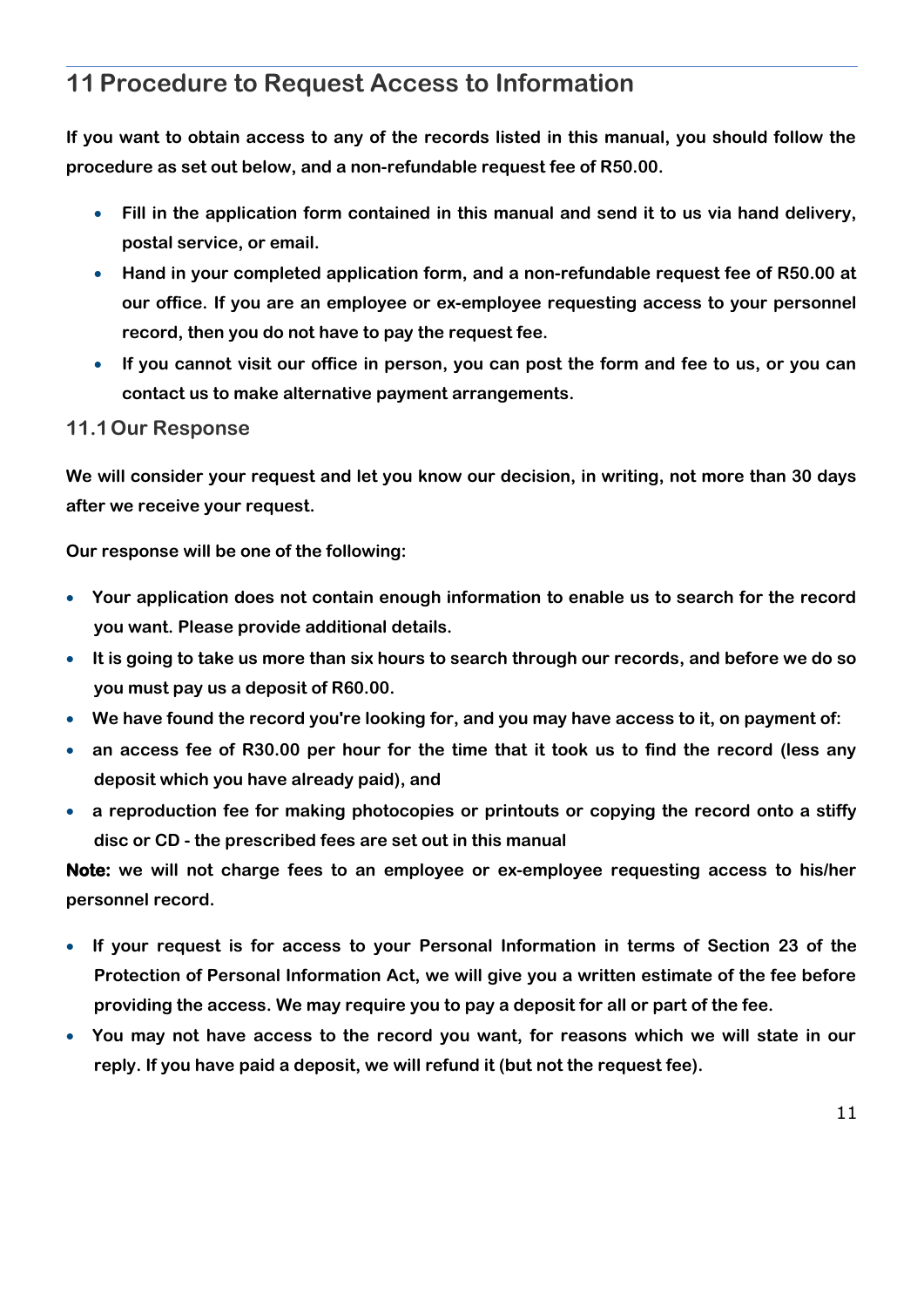## 11 Procedure to Request Access to Information

**If you want to obtain access to any of the records listed in this manual, you should follow the procedure as set out below, and a non-refundable request fee of R50.00.**

- **Fill in the application form contained in this manual and send it to us via hand delivery, postal service, or email.**
- **Hand in your completed application form, and a non-refundable request fee of R50.00 at our office. If you are an employee or ex-employee requesting access to your personnel record, then you do not have to pay the request fee.**
- **If you cannot visit our office in person, you can post the form and fee to us, or you can contact us to make alternative payment arrangements.**

### 11.1 Our Response

**We will consider your request and let you know our decision, in writing, not more than 30 days after we receive your request.**

**Our response will be one of the following:**

- **Your application does not contain enough information to enable us to search for the record you want. Please provide additional details.**
- **It is going to take us more than six hours to search through our records, and before we do so you must pay us a deposit of R60.00.**
- **We have found the record you're looking for, and you may have access to it, on payment of:**
- **an access fee of R30.00 per hour for the time that it took us to find the record (less any deposit which you have already paid), and**
- **a reproduction fee for making photocopies or printouts or copying the record onto a stiffy disc or CD - the prescribed fees are set out in this manual**

**Note: we will not charge fees to an employee or ex-employee requesting access to his/her personnel record.**

- **If your request is for access to your Personal Information in terms of Section 23 of the Protection of Personal Information Act, we will give you a written estimate of the fee before providing the access. We may require you to pay a deposit for all or part of the fee.**
- **You may not have access to the record you want, for reasons which we will state in our reply. If you have paid a deposit, we will refund it (but not the request fee).**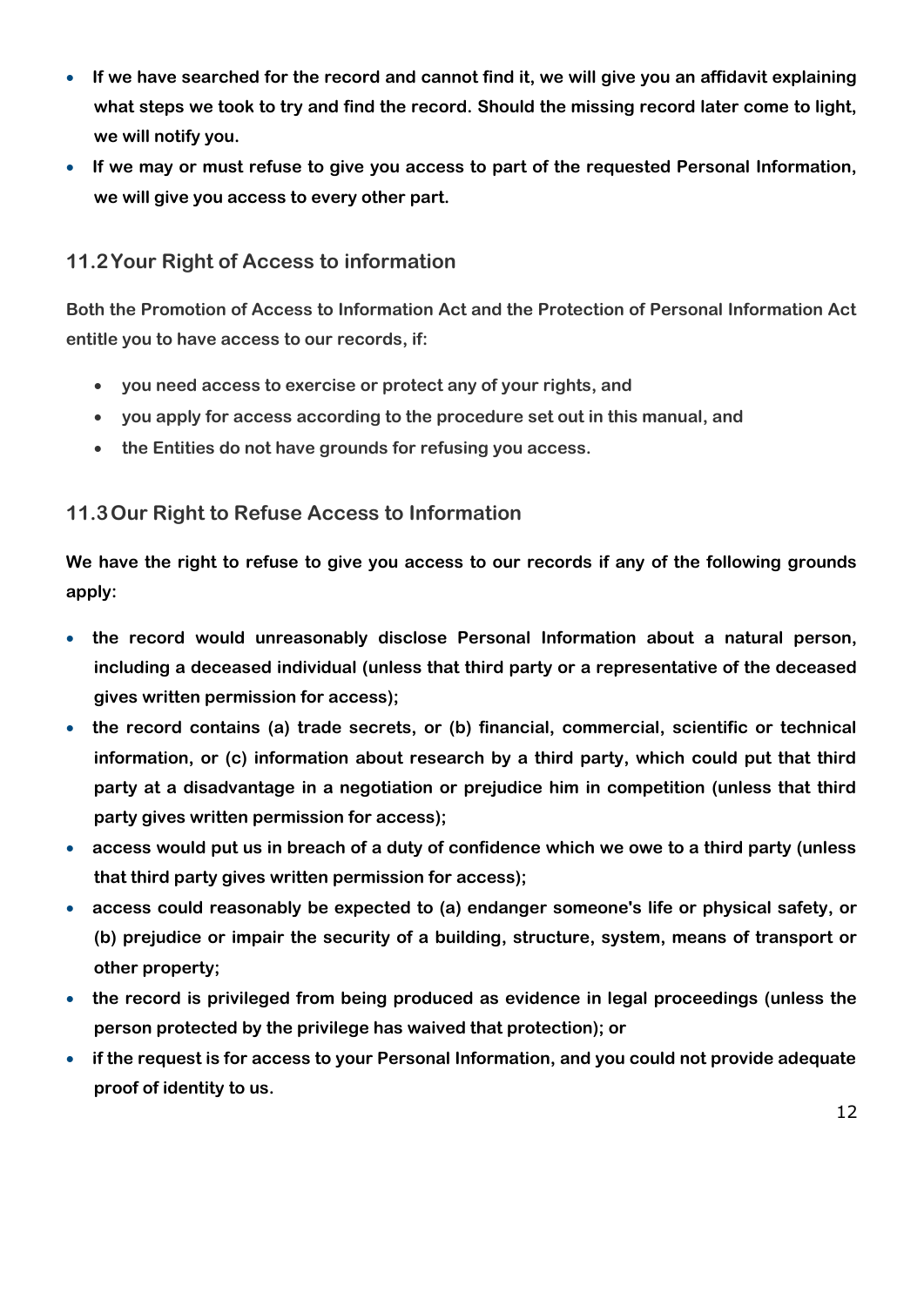- **If we have searched for the record and cannot find it, we will give you an affidavit explaining what steps we took to try and find the record. Should the missing record later come to light, we will notify you.**
- **If we may or must refuse to give you access to part of the requested Personal Information, we will give you access to every other part.**

## 11.2 Your Right of Access to information

**Both the Promotion of Access to Information Act and the Protection of Personal Information Act entitle you to have access to our records, if:**

- **you need access to exercise or protect any of your rights, and**
- **you apply for access according to the procedure set out in this manual, and**
- **the Entities do not have grounds for refusing you access.**

## 11.3 Our Right to Refuse Access to Information

**We have the right to refuse to give you access to our records if any of the following grounds apply:**

- **the record would unreasonably disclose Personal Information about a natural person, including a deceased individual (unless that third party or a representative of the deceased gives written permission for access);**
- **the record contains (a) trade secrets, or (b) financial, commercial, scientific or technical information, or (c) information about research by a third party, which could put that third party at a disadvantage in a negotiation or prejudice him in competition (unless that third party gives written permission for access);**
- **access would put us in breach of a duty of confidence which we owe to a third party (unless that third party gives written permission for access);**
- **access could reasonably be expected to (a) endanger someone's life or physical safety, or (b) prejudice or impair the security of a building, structure, system, means of transport or other property;**
- **the record is privileged from being produced as evidence in legal proceedings (unless the person protected by the privilege has waived that protection); or**
- **if the request is for access to your Personal Information, and you could not provide adequate proof of identity to us.**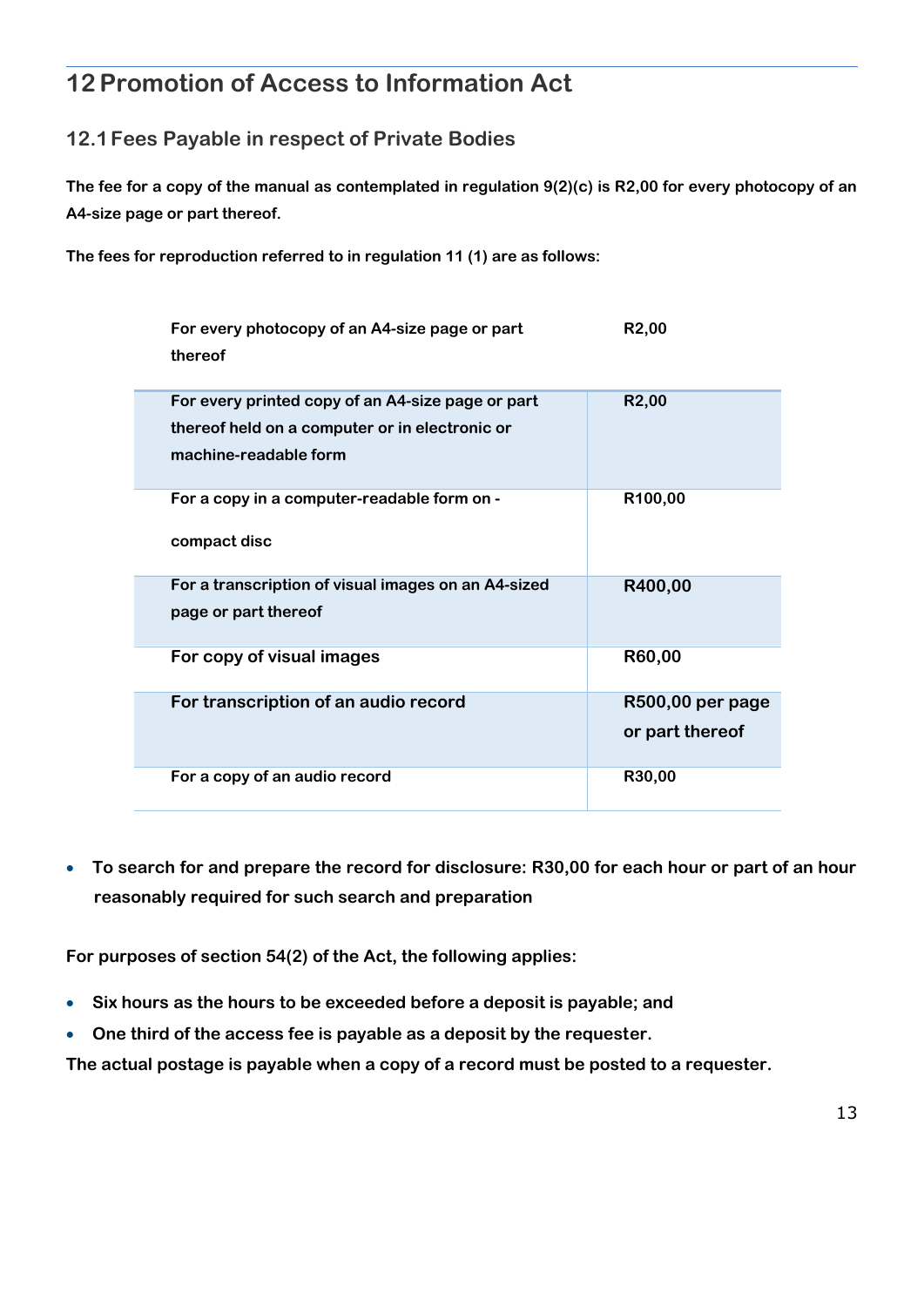# 12 Promotion of Access to Information Act

## 12.1 Fees Payable in respect of Private Bodies

**The fee for a copy of the manual as contemplated in regulation 9(2)(c) is R2,00 for every photocopy of an A4-size page or part thereof.**

**The fees for reproduction referred to in regulation 11 (1) are as follows:**

| | |
|---|---|
| **For every photocopy of an A4-size page or part thereof** | **R2,00** |
| **For every printed copy of an A4-size page or part thereof held on a computer or in electronic or machine-readable form** | **R2,00** |
| **For a copy in a computer-readable form on -<br><br>compact disc** | **R100,00** |
| **For a transcription of visual images on an A4-sized page or part thereof** | **R400,00** |
| **For copy of visual images** | **R60,00** |
| **For transcription of an audio record** | **R500,00 per page or part thereof** |
| **For a copy of an audio record** | **R30,00** |

- **To search for and prepare the record for disclosure: R30,00 for each hour or part of an hour reasonably required for such search and preparation**

**For purposes of section 54(2) of the Act, the following applies:**

- **Six hours as the hours to be exceeded before a deposit is payable; and**
- **One third of the access fee is payable as a deposit by the requester.**

**The actual postage is payable when a copy of a record must be posted to a requester.**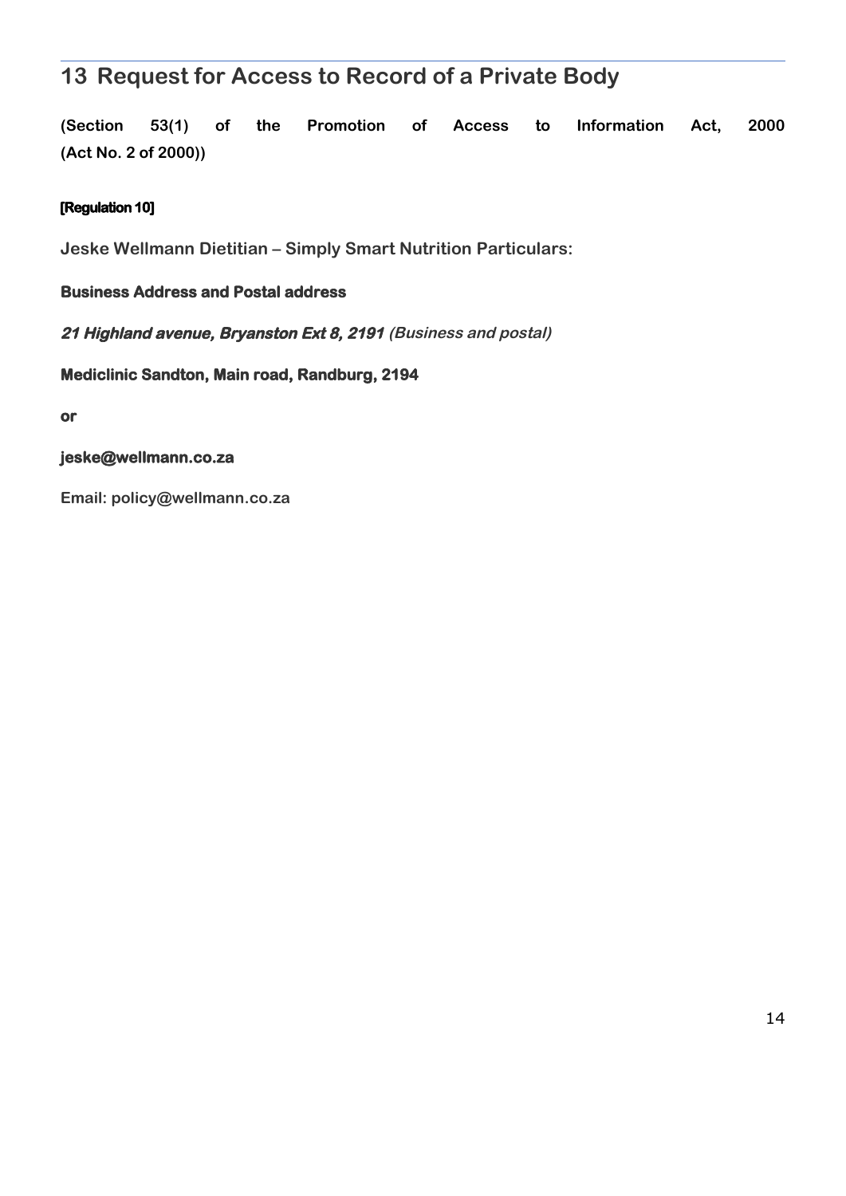## 13 Request for Access to Record of a Private Body

**(Section 53(1) of the Promotion of Access to Information Act, 2000 (Act No. 2 of 2000))**

**[Regulation 10]**

**Jeske Wellmann Dietitian – Simply Smart Nutrition Particulars:**

**Business Address and Postal address**

***21 Highland avenue, Bryanston Ext 8, 2191*** ***(Business and postal)***

**Mediclinic Sandton, Main road, Randburg, 2194**

**or**

**jeske@wellmann.co.za**

**Email: policy@wellmann.co.za**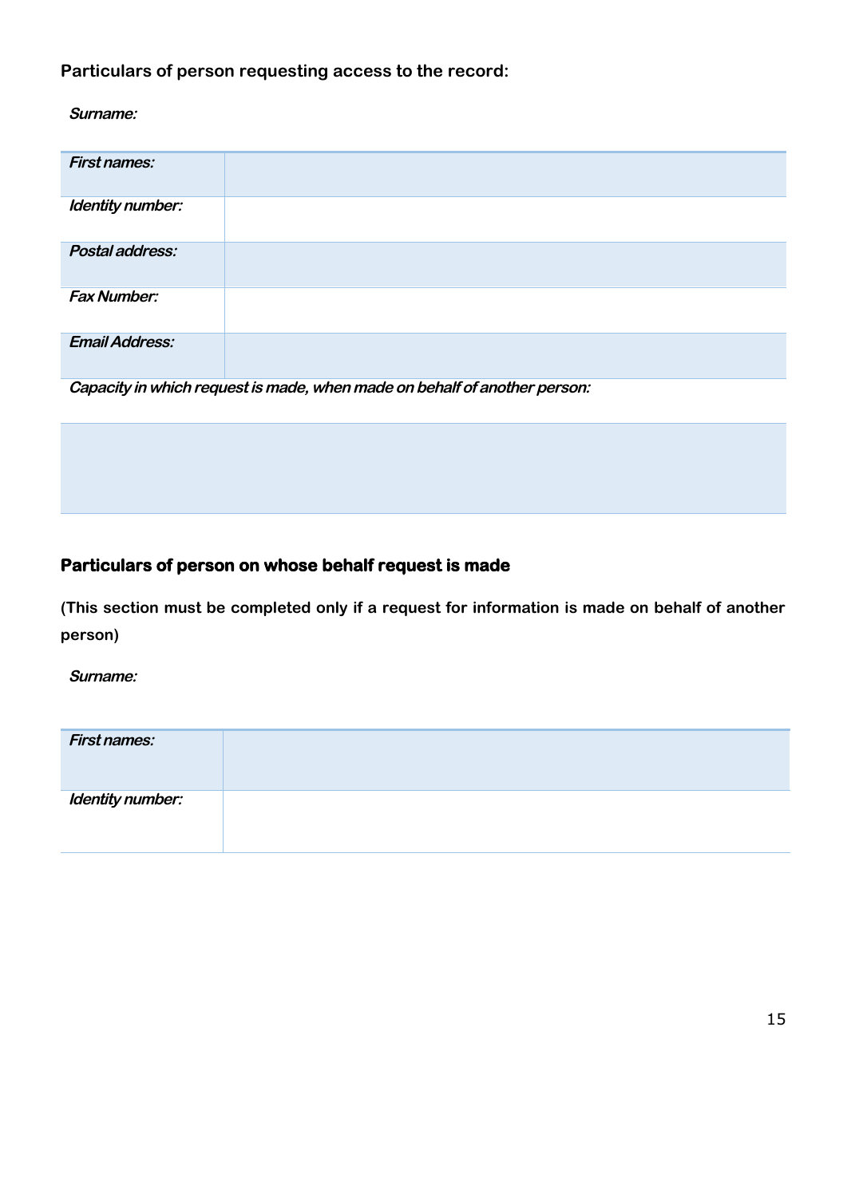**Particulars of person requesting access to the record:**

***Surname:***

| ***First names:*** | |
|---|---|
| ***Identity number:*** | |
| ***Postal address:*** | |
| ***Fax Number:*** | |
| ***Email Address:*** | |

***Capacity in which request is made, when made on behalf of another person:***

| |
|---|
| |

**Particulars of person on whose behalf request is made**

**(This section must be completed only if a request for information is made on behalf of another person)**

***Surname:***

| ***First names:*** | |
|---|---|
| ***Identity number:*** | |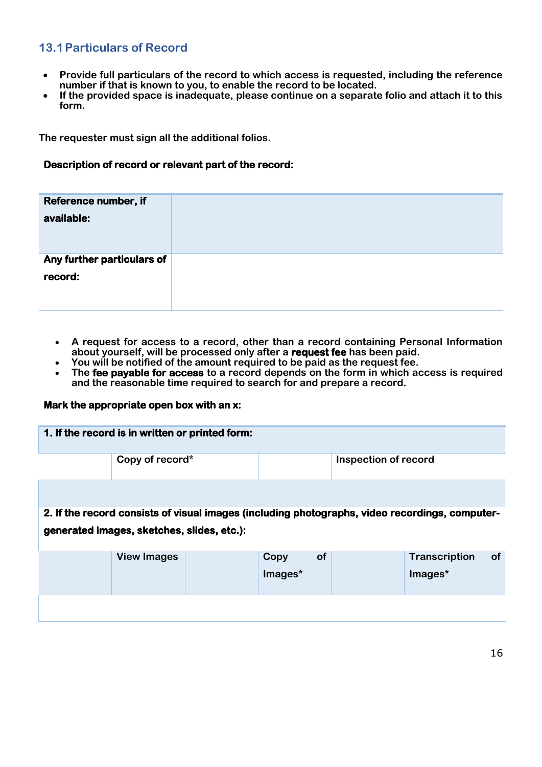## 13.1 Particulars of Record

- **Provide full particulars of the record to which access is requested, including the reference number if that is known to you, to enable the record to be located.**
- **If the provided space is inadequate, please continue on a separate folio and attach it to this form.**

**The requester must sign all the additional folios.**

**Description of record or relevant part of the record:**

| | |
|---|---|
| **Reference number, if available:** | |
| **Any further particulars of record:** | |

- **A request for access to a record, other than a record containing Personal Information about yourself, will be processed only after a request fee has been paid.**
- **You will be notified of the amount required to be paid as the request fee.**
- **The fee payable for access to a record depends on the form in which access is required and the reasonable time required to search for and prepare a record.**

**Mark the appropriate open box with an x:**

| **1. If the record is in written or printed form:** | | | |
|---|---|---|---|
| | Copy of record* | | Inspection of record |

| **2. If the record consists of visual images (including photographs, video recordings, computer-generated images, sketches, slides, etc.):** | | | | | |
|---|---|---|---|---|---|
| | View Images | | Copy of Images* | | Transcription of Images* |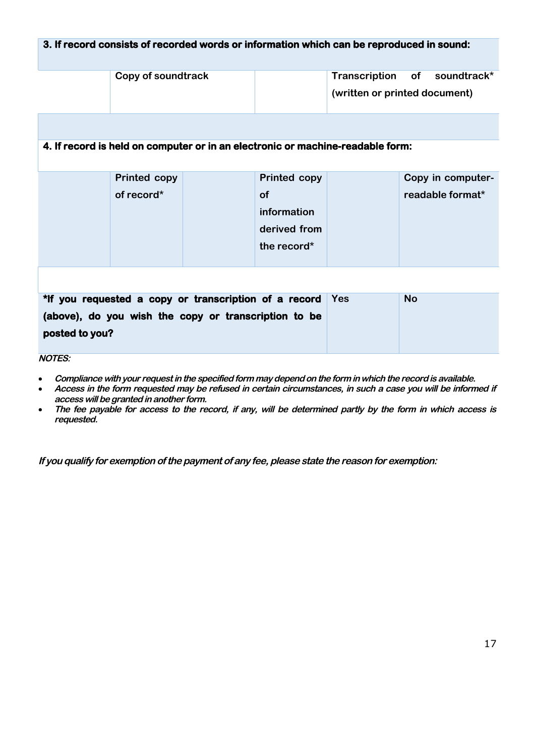| **3. If record consists of recorded words or information which can be reproduced in sound:** | | | | | |
|---|---|---|---|---|---|
| | Copy of soundtrack | | | Transcription of soundtrack* (written or printed document) | |
| | | | | | |
| **4. If record is held on computer or in an electronic or machine-readable form:** | | | | | |
| | Printed copy of record* | | Printed copy of information derived from the record* | | Copy in computer-readable format* |
| | | | | | |
| ***If you requested a copy or transcription of a record (above), do you wish the copy or transcription to be posted to you?** | | | | Yes | No |

***NOTES:***

- ***Compliance with your request in the specified form may depend on the form in which the record is available.***
- ***Access in the form requested may be refused in certain circumstances, in such a case you will be informed if access will be granted in another form.***
- ***The fee payable for access to the record, if any, will be determined partly by the form in which access is requested.***

***If you qualify for exemption of the payment of any fee, please state the reason for exemption:***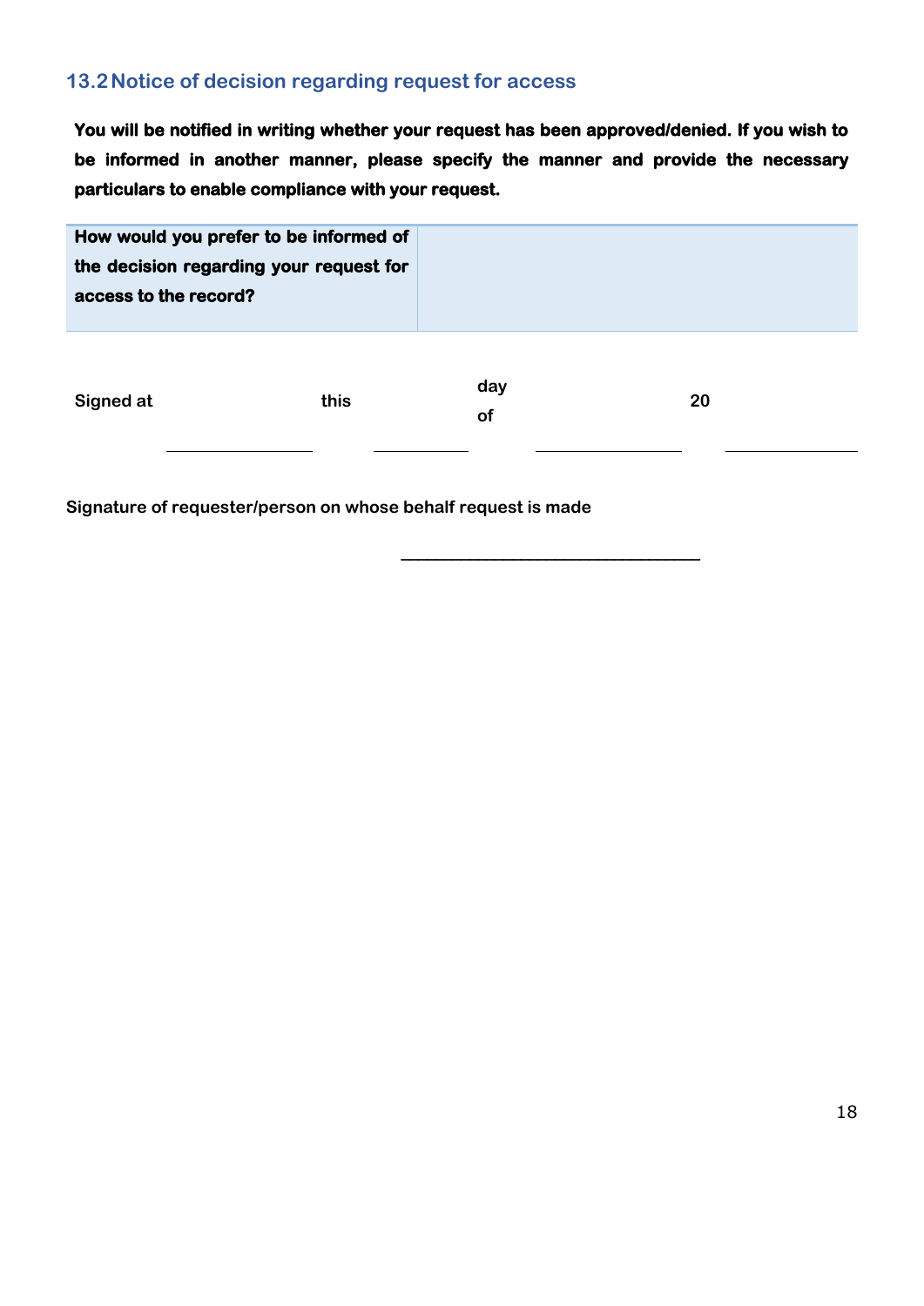## 13.2 Notice of decision regarding request for access

**You will be notified in writing whether your request has been approved/denied. If you wish to be informed in another manner, please specify the manner and provide the necessary particulars to enable compliance with your request.**

| | |
|---|---|
| **How would you prefer to be informed of the decision regarding your request for access to the record?** | |

**Signed at** \_\_\_\_\_\_\_\_\_\_\_\_\_\_\_\_ **this** \_\_\_\_\_\_\_\_\_\_ **day of** \_\_\_\_\_\_\_\_\_\_\_\_\_\_\_\_ **20** \_\_\_\_\_\_\_\_\_\_\_\_\_\_

**Signature of requester/person on whose behalf request is made**

\_\_\_\_\_\_\_\_\_\_\_\_\_\_\_\_\_\_\_\_\_\_\_\_\_\_\_\_\_\_\_\_\_\_\_\_